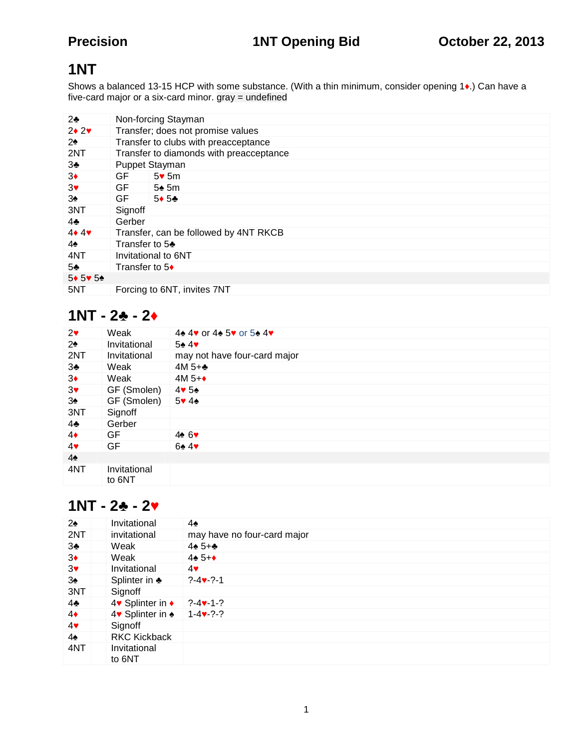**Precision** **1NT Opening Bid** **October 22, 2013**

# 1NT

Shows a balanced 13-15 HCP with some substance. (With a thin minimum, consider opening 1♦.) Can have a five-card major or a six-card minor. gray = undefined

| Bid | Meaning | |
|---|---|---|
| 2♣ | Non-forcing Stayman | |
| 2♦ 2♥ | Transfer; does not promise values | |
| 2♠ | Transfer to clubs with preacceptance | |
| 2NT | Transfer to diamonds with preacceptance | |
| 3♣ | Puppet Stayman | |
| 3♦ | GF | 5♥ 5m |
| 3♥ | GF | 5♠ 5m |
| 3♠ | GF | 5♦ 5♣ |
| 3NT | Signoff | |
| 4♣ | Gerber | |
| 4♦ 4♥ | Transfer, can be followed by 4NT RKCB | |
| 4♠ | Transfer to 5♣ | |
| 4NT | Invitational to 6NT | |
| 5♣ | Transfer to 5♦ | |
| 5♦ 5♥ 5♠ | | |
| 5NT | Forcing to 6NT, invites 7NT | |

## 1NT - 2♣ - 2♦

| Bid | Strength | Shape |
|---|---|---|
| 2♥ | Weak | 4♠ 4♥ or 4♠ 5♥ or 5♠ 4♥ |
| 2♠ | Invitational | 5♠ 4♥ |
| 2NT | Invitational | may not have four-card major |
| 3♣ | Weak | 4M 5+♣ |
| 3♦ | Weak | 4M 5+♦ |
| 3♥ | GF (Smolen) | 4♥ 5♠ |
| 3♠ | GF (Smolen) | 5♥ 4♠ |
| 3NT | Signoff | |
| 4♣ | Gerber | |
| 4♦ | GF | 4♠ 6♥ |
| 4♥ | GF | 6♠ 4♥ |
| 4♠ | | |
| 4NT | Invitational to 6NT | |

## 1NT - 2♣ - 2♥

| Bid | Strength | Shape |
|---|---|---|
| 2♠ | Invitational | 4♠ |
| 2NT | invitational | may have no four-card major |
| 3♣ | Weak | 4♠ 5+♣ |
| 3♦ | Weak | 4♠ 5+♦ |
| 3♥ | Invitational | 4♥ |
| 3♠ | Splinter in ♣ | ?-4♥-?-1 |
| 3NT | Signoff | |
| 4♣ | 4♥ Splinter in ♦ | ?-4♥-1-? |
| 4♦ | 4♥ Splinter in ♠ | 1-4♥-?-? |
| 4♥ | Signoff | |
| 4♠ | RKC Kickback | |
| 4NT | Invitational to 6NT | |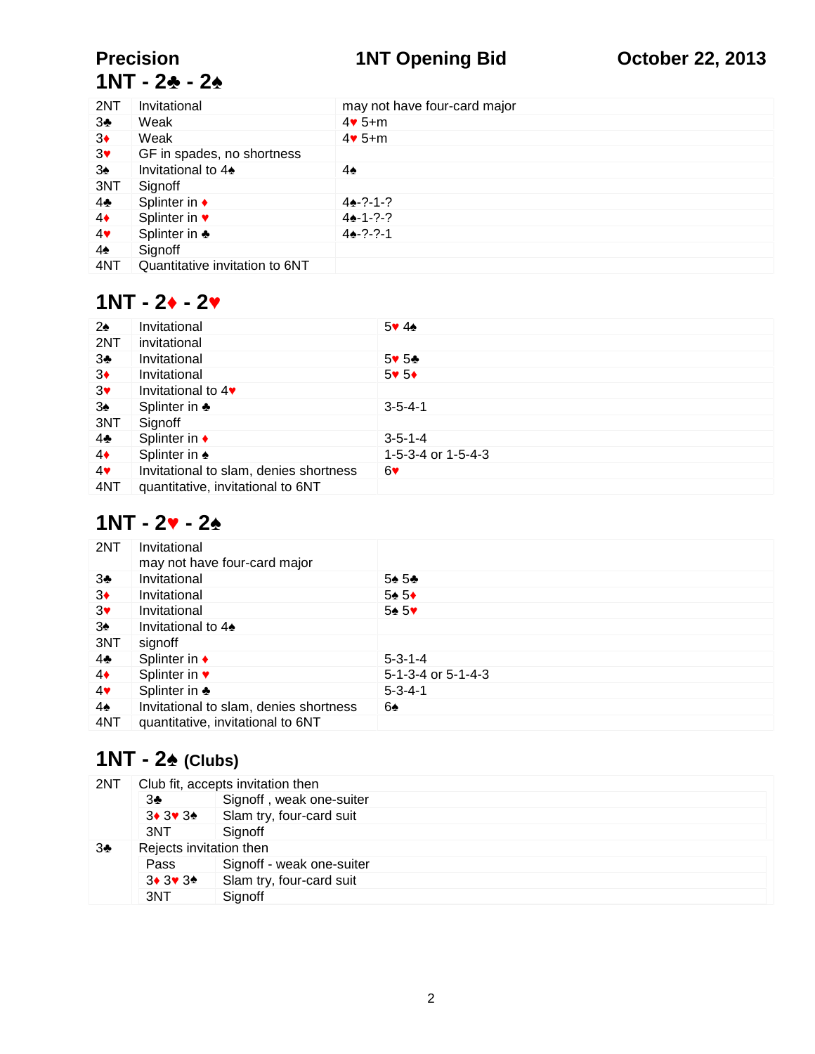# Precision 1NT Opening Bid October 22, 2013

## 1NT - 2♣ - 2♠

| | | |
|---|---|---|
| 2NT | Invitational | may not have four-card major |
| 3♣ | Weak | 4♥ 5+m |
| 3♦ | Weak | 4♥ 5+m |
| 3♥ | GF in spades, no shortness | |
| 3♠ | Invitational to 4♠ | 4♠ |
| 3NT | Signoff | |
| 4♣ | Splinter in ♦ | 4♠-?-1-? |
| 4♦ | Splinter in ♥ | 4♠-1-?-? |
| 4♥ | Splinter in ♣ | 4♠-?-?-1 |
| 4♠ | Signoff | |
| 4NT | Quantitative invitation to 6NT | |

## 1NT - 2♦ - 2♥

| | | |
|---|---|---|
| 2♠ | Invitational | 5♥ 4♠ |
| 2NT | invitational | |
| 3♣ | Invitational | 5♥ 5♣ |
| 3♦ | Invitational | 5♥ 5♦ |
| 3♥ | Invitational to 4♥ | |
| 3♠ | Splinter in ♣ | 3-5-4-1 |
| 3NT | Signoff | |
| 4♣ | Splinter in ♦ | 3-5-1-4 |
| 4♦ | Splinter in ♠ | 1-5-3-4 or 1-5-4-3 |
| 4♥ | Invitational to slam, denies shortness | 6♥ |
| 4NT | quantitative, invitational to 6NT | |

## 1NT - 2♥ - 2♠

| | | |
|---|---|---|
| 2NT | Invitational<br>may not have four-card major | |
| 3♣ | Invitational | 5♠ 5♣ |
| 3♦ | Invitational | 5♠ 5♦ |
| 3♥ | Invitational | 5♠ 5♥ |
| 3♠ | Invitational to 4♠ | |
| 3NT | signoff | |
| 4♣ | Splinter in ♦ | 5-3-1-4 |
| 4♦ | Splinter in ♥ | 5-1-3-4 or 5-1-4-3 |
| 4♥ | Splinter in ♣ | 5-3-4-1 |
| 4♠ | Invitational to slam, denies shortness | 6♠ |
| 4NT | quantitative, invitational to 6NT | |

## 1NT - 2♠ (Clubs)

| | | |
|---|---|---|
| 2NT | Club fit, accepts invitation then | |
| | 3♣ | Signoff , weak one-suiter |
| | 3♦ 3♥ 3♠ | Slam try, four-card suit |
| | 3NT | Signoff |
| 3♣ | Rejects invitation then | |
| | Pass | Signoff - weak one-suiter |
| | 3♦ 3♥ 3♠ | Slam try, four-card suit |
| | 3NT | Signoff |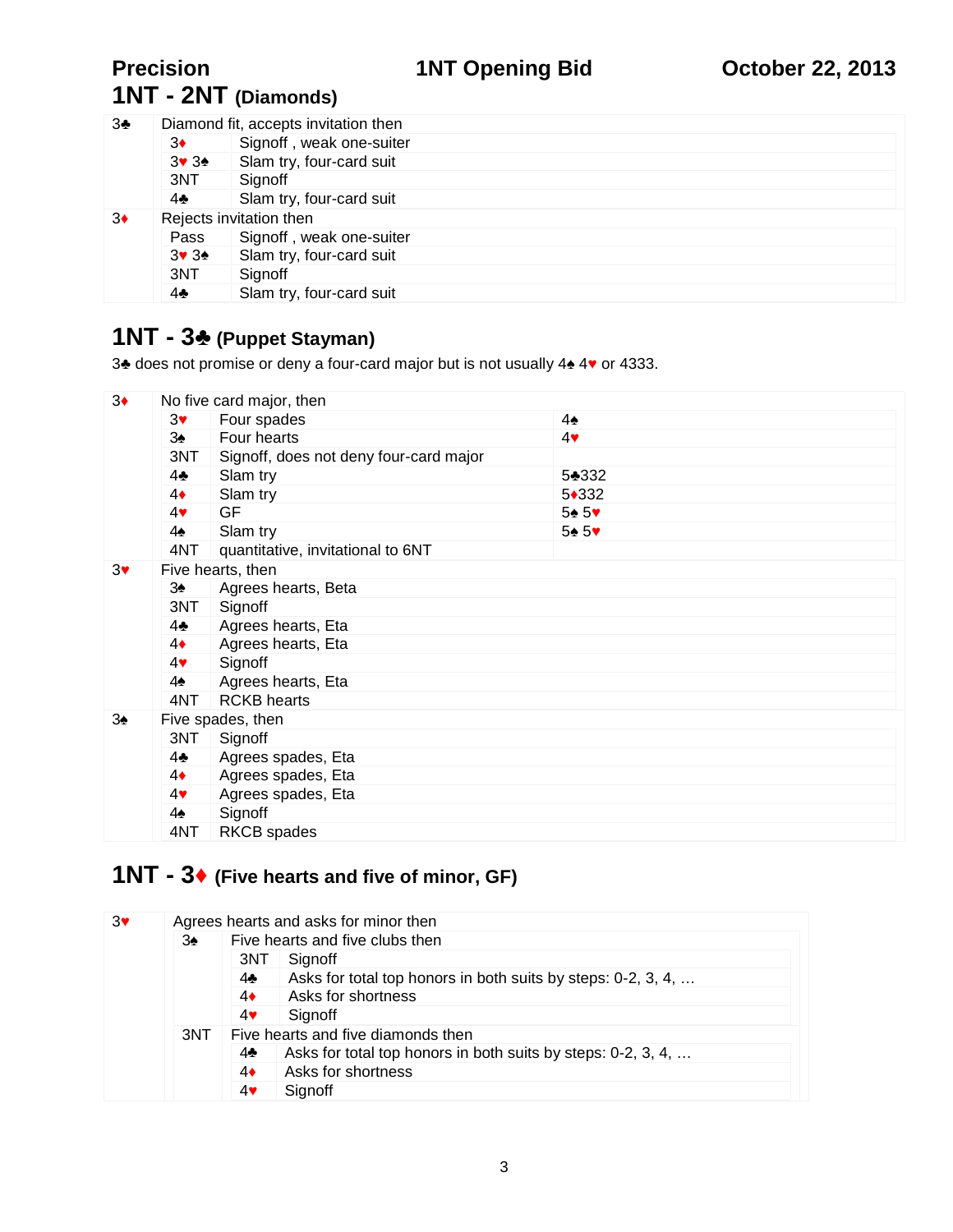# 1NT - 2NT (Diamonds)

| | | |
|---|---|---|
| 3♣ | Diamond fit, accepts invitation then | |
| | 3♦ | Signoff , weak one-suiter |
| | 3♥ 3♠ | Slam try, four-card suit |
| | 3NT | Signoff |
| | 4♣ | Slam try, four-card suit |
| 3♦ | Rejects invitation then | |
| | Pass | Signoff , weak one-suiter |
| | 3♥ 3♠ | Slam try, four-card suit |
| | 3NT | Signoff |
| | 4♣ | Slam try, four-card suit |

# 1NT - 3♣ (Puppet Stayman)

3♣ does not promise or deny a four-card major but is not usually 4♠ 4♥ or 4333.

| | | | |
|---|---|---|---|
| 3♦ | No five card major, then | | |
| | 3♥ | Four spades | 4♠ |
| | 3♠ | Four hearts | 4♥ |
| | 3NT | Signoff, does not deny four-card major | |
| | 4♣ | Slam try | 5♣332 |
| | 4♦ | Slam try | 5♦332 |
| | 4♥ | GF | 5♠ 5♥ |
| | 4♠ | Slam try | 5♠ 5♥ |
| | 4NT | quantitative, invitational to 6NT | |
| 3♥ | Five hearts, then | | |
| | 3♠ | Agrees hearts, Beta | |
| | 3NT | Signoff | |
| | 4♣ | Agrees hearts, Eta | |
| | 4♦ | Agrees hearts, Eta | |
| | 4♥ | Signoff | |
| | 4♠ | Agrees hearts, Eta | |
| | 4NT | RCKB hearts | |
| 3♠ | Five spades, then | | |
| | 3NT | Signoff | |
| | 4♣ | Agrees spades, Eta | |
| | 4♦ | Agrees spades, Eta | |
| | 4♥ | Agrees spades, Eta | |
| | 4♠ | Signoff | |
| | 4NT | RKCB spades | |

# 1NT - 3♦ (Five hearts and five of minor, GF)

| | | | |
|---|---|---|---|
| 3♥ | Agrees hearts and asks for minor then | | |
| | 3♠ | Five hearts and five clubs then | |
| | | 3NT | Signoff |
| | | 4♣ | Asks for total top honors in both suits by steps: 0-2, 3, 4, … |
| | | 4♦ | Asks for shortness |
| | | 4♥ | Signoff |
| | 3NT | Five hearts and five diamonds then | |
| | | 4♣ | Asks for total top honors in both suits by steps: 0-2, 3, 4, … |
| | | 4♦ | Asks for shortness |
| | | 4♥ | Signoff |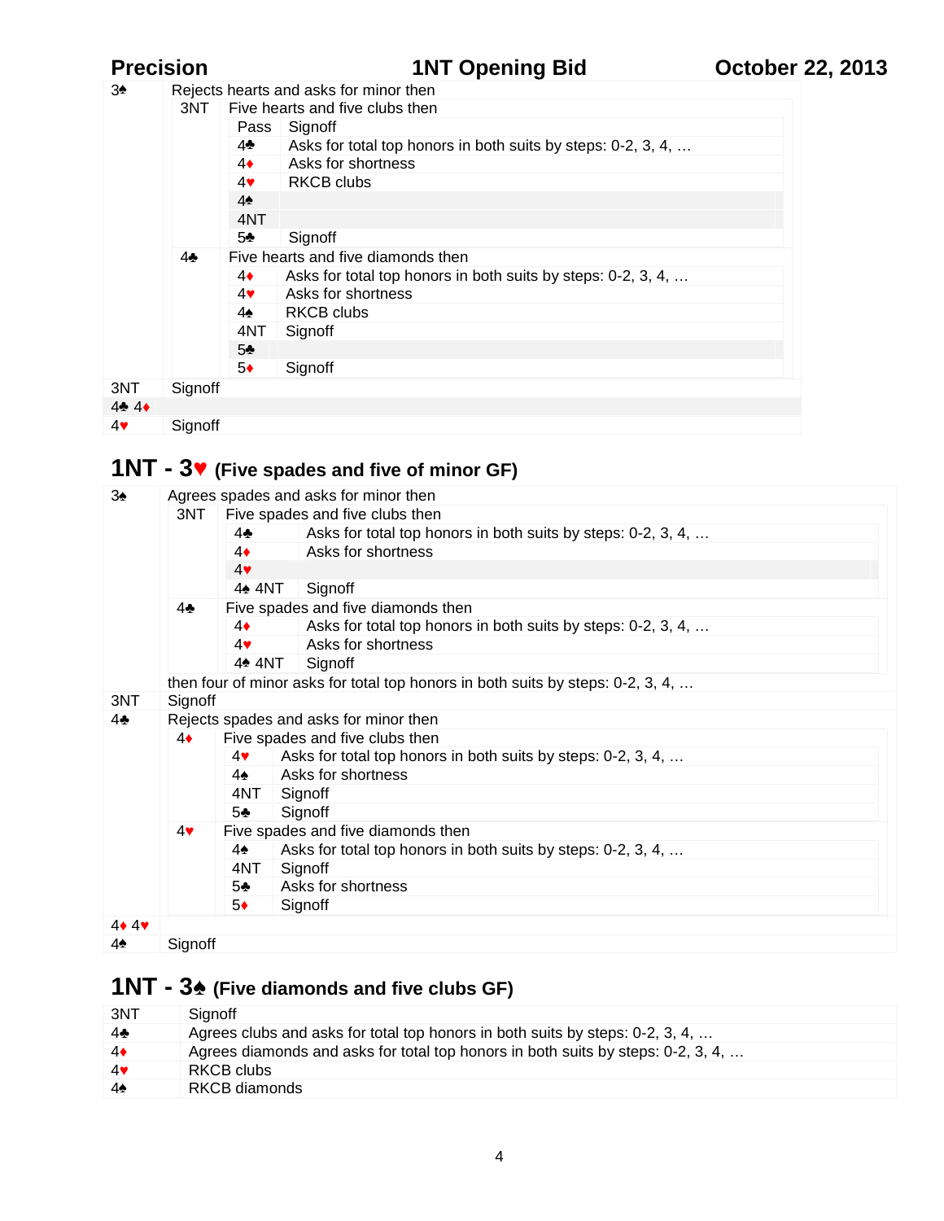| | | | |
|---|---|---|---|
| 3♠ | Rejects hearts and asks for minor then | | |
| | 3NT | Five hearts and five clubs then | |
| | | Pass | Signoff |
| | | 4♣ | Asks for total top honors in both suits by steps: 0-2, 3, 4, … |
| | | 4♦ | Asks for shortness |
| | | 4♥ | RKCB clubs |
| | | 4♠ | |
| | | 4NT | |
| | | 5♣ | Signoff |
| | 4♣ | Five hearts and five diamonds then | |
| | | 4♦ | Asks for total top honors in both suits by steps: 0-2, 3, 4, … |
| | | 4♥ | Asks for shortness |
| | | 4♠ | RKCB clubs |
| | | 4NT | Signoff |
| | | 5♣ | |
| | | 5♦ | Signoff |
| 3NT | Signoff | | |
| 4♣ 4♦ | | | |
| 4♥ | Signoff | | |

## 1NT - 3♥ (Five spades and five of minor GF)

| | | | |
|---|---|---|---|
| 3♠ | Agrees spades and asks for minor then | | |
| | 3NT | Five spades and five clubs then | |
| | | 4♣ | Asks for total top honors in both suits by steps: 0-2, 3, 4, … |
| | | 4♦ | Asks for shortness |
| | | 4♥ | |
| | | 4♠ 4NT | Signoff |
| | 4♣ | Five spades and five diamonds then | |
| | | 4♦ | Asks for total top honors in both suits by steps: 0-2, 3, 4, … |
| | | 4♥ | Asks for shortness |
| | | 4♠ 4NT | Signoff |
| | then four of minor asks for total top honors in both suits by steps: 0-2, 3, 4, … | | |
| 3NT | Signoff | | |
| 4♣ | Rejects spades and asks for minor then | | |
| | 4♦ | Five spades and five clubs then | |
| | | 4♥ | Asks for total top honors in both suits by steps: 0-2, 3, 4, … |
| | | 4♠ | Asks for shortness |
| | | 4NT | Signoff |
| | | 5♣ | Signoff |
| | 4♥ | Five spades and five diamonds then | |
| | | 4♠ | Asks for total top honors in both suits by steps: 0-2, 3, 4, … |
| | | 4NT | Signoff |
| | | 5♣ | Asks for shortness |
| | | 5♦ | Signoff |
| 4♦ 4♥ | | | |
| 4♠ | Signoff | | |

## 1NT - 3♠ (Five diamonds and five clubs GF)

| | |
|---|---|
| 3NT | Signoff |
| 4♣ | Agrees clubs and asks for total top honors in both suits by steps: 0-2, 3, 4, … |
| 4♦ | Agrees diamonds and asks for total top honors in both suits by steps: 0-2, 3, 4, … |
| 4♥ | RKCB clubs |
| 4♠ | RKCB diamonds |